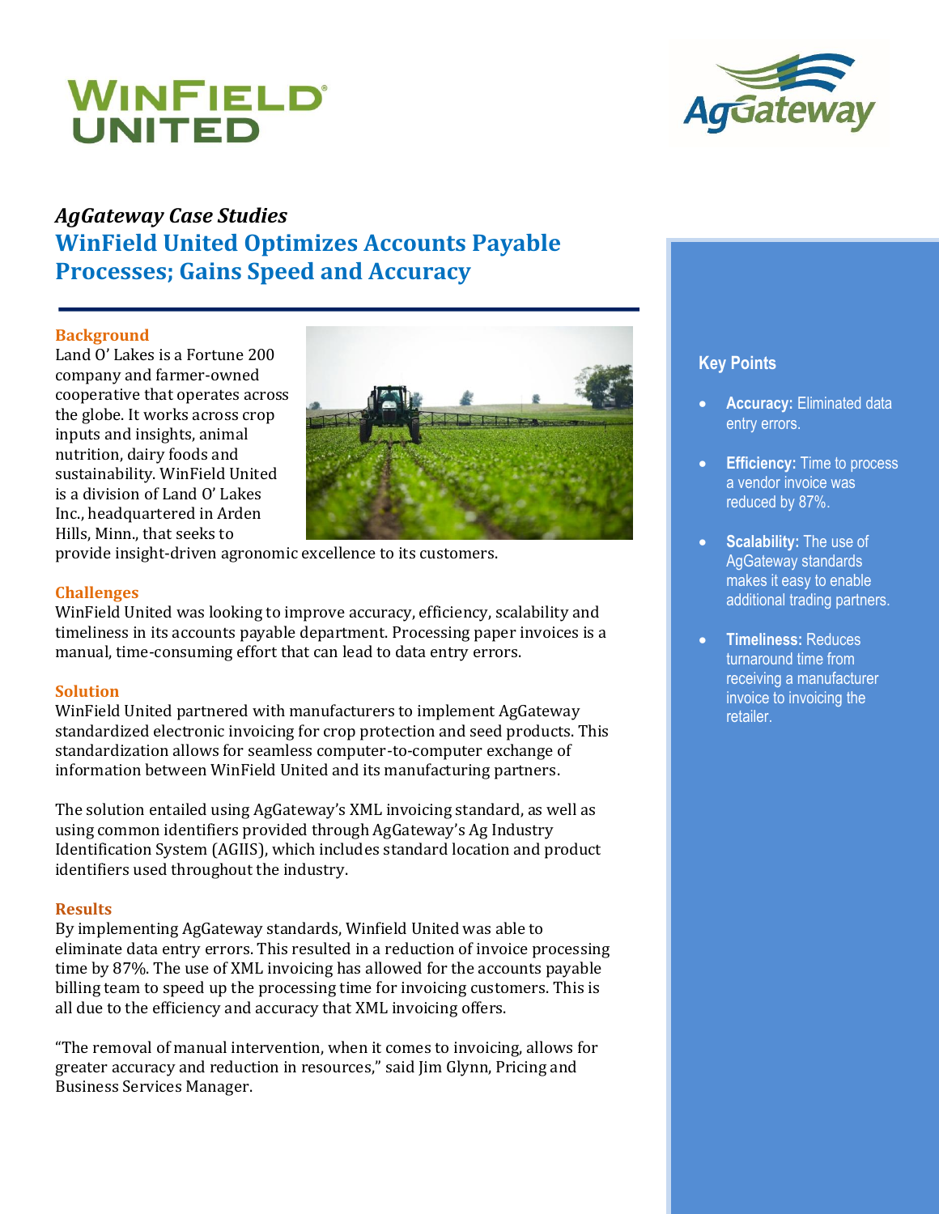WINFIELD UNITED

AgGateway

*AgGateway Case Studies*

# WinField United Optimizes Accounts Payable Processes; Gains Speed and Accuracy

## Background

Land O' Lakes is a Fortune 200 company and farmer-owned cooperative that operates across the globe. It works across crop inputs and insights, animal nutrition, dairy foods and sustainability. WinField United is a division of Land O' Lakes Inc., headquartered in Arden Hills, Minn., that seeks to provide insight-driven agronomic excellence to its customers.

## Challenges

WinField United was looking to improve accuracy, efficiency, scalability and timeliness in its accounts payable department. Processing paper invoices is a manual, time-consuming effort that can lead to data entry errors.

## Solution

WinField United partnered with manufacturers to implement AgGateway standardized electronic invoicing for crop protection and seed products. This standardization allows for seamless computer-to-computer exchange of information between WinField United and its manufacturing partners.

The solution entailed using AgGateway's XML invoicing standard, as well as using common identifiers provided through AgGateway's Ag Industry Identification System (AGIIS), which includes standard location and product identifiers used throughout the industry.

## Results

By implementing AgGateway standards, Winfield United was able to eliminate data entry errors. This resulted in a reduction of invoice processing time by 87%. The use of XML invoicing has allowed for the accounts payable billing team to speed up the processing time for invoicing customers. This is all due to the efficiency and accuracy that XML invoicing offers.

"The removal of manual intervention, when it comes to invoicing, allows for greater accuracy and reduction in resources," said Jim Glynn, Pricing and Business Services Manager.

### Key Points

- **Accuracy:** Eliminated data entry errors.
- **Efficiency:** Time to process a vendor invoice was reduced by 87%.
- **Scalability:** The use of AgGateway standards makes it easy to enable additional trading partners.
- **Timeliness:** Reduces turnaround time from receiving a manufacturer invoice to invoicing the retailer.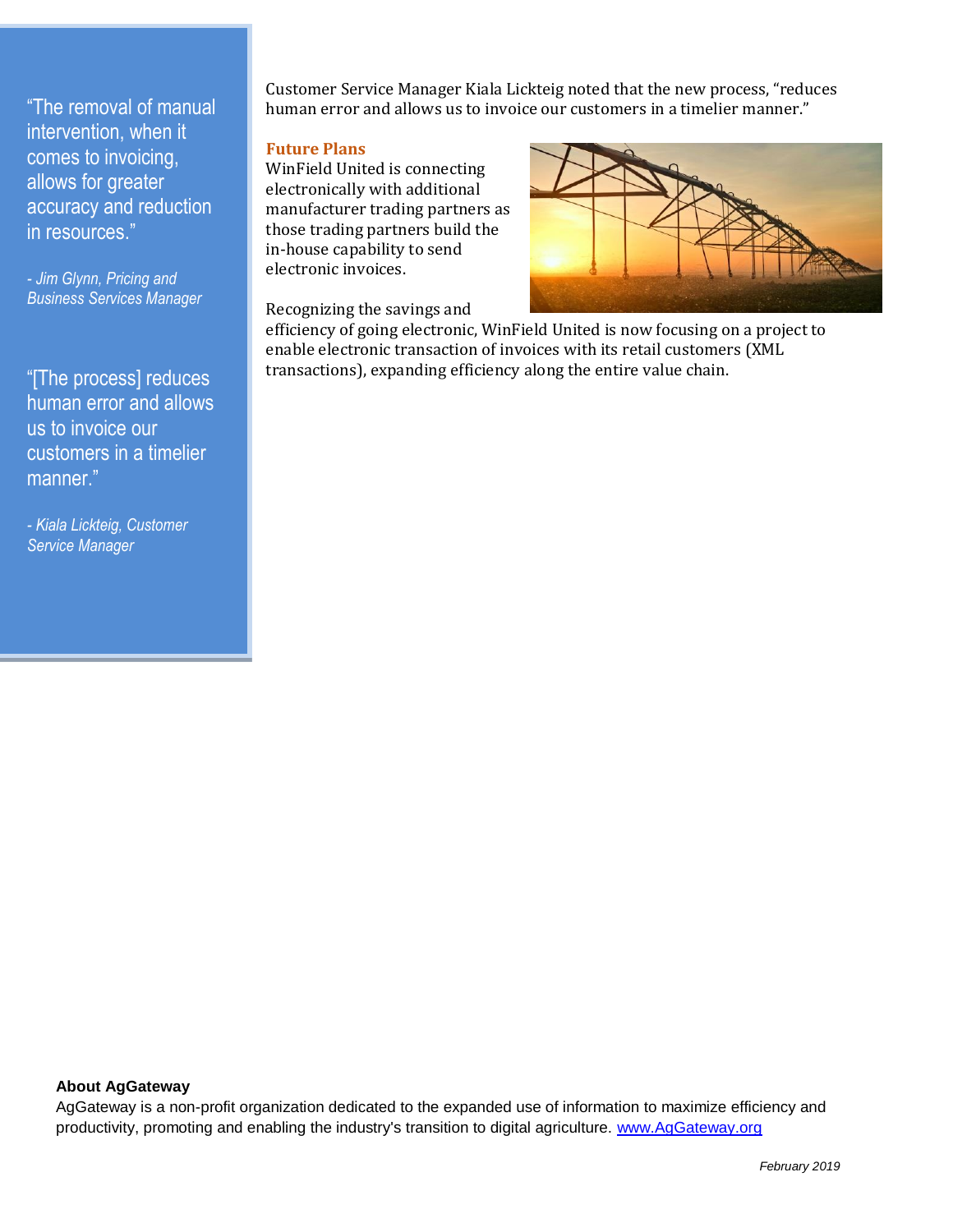> "The removal of manual intervention, when it comes to invoicing, allows for greater accuracy and reduction in resources."
>
> *- Jim Glynn, Pricing and Business Services Manager*

> "[The process] reduces human error and allows us to invoice our customers in a timelier manner."
>
> *- Kiala Lickteig, Customer Service Manager*

Customer Service Manager Kiala Lickteig noted that the new process, "reduces human error and allows us to invoice our customers in a timelier manner."

## Future Plans

WinField United is connecting electronically with additional manufacturer trading partners as those trading partners build the in-house capability to send electronic invoices.

Recognizing the savings and efficiency of going electronic, WinField United is now focusing on a project to enable electronic transaction of invoices with its retail customers (XML transactions), expanding efficiency along the entire value chain.

**About AgGateway**

AgGateway is a non-profit organization dedicated to the expanded use of information to maximize efficiency and productivity, promoting and enabling the industry's transition to digital agriculture. [www.AgGateway.org](http://www.AgGateway.org)

*February 2019*